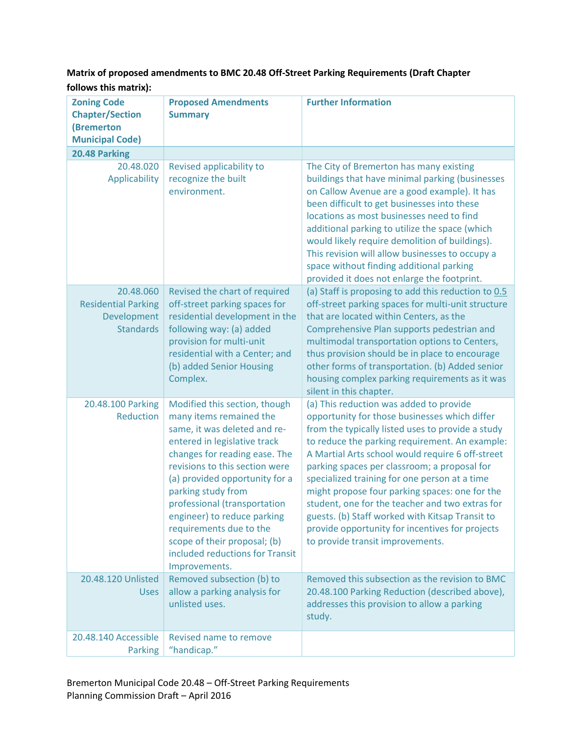**Matrix of proposed amendments to BMC 20.48 Off-Street Parking Requirements (Draft Chapter follows this matrix):**

| Zoning Code Chapter/Section (Bremerton Municipal Code) | Proposed Amendments Summary | Further Information |
|---|---|---|
| **20.48 Parking** | | |
| 20.48.020 Applicability | Revised applicability to recognize the built environment. | The City of Bremerton has many existing buildings that have minimal parking (businesses on Callow Avenue are a good example). It has been difficult to get businesses into these locations as most businesses need to find additional parking to utilize the space (which would likely require demolition of buildings). This revision will allow businesses to occupy a space without finding additional parking provided it does not enlarge the footprint. |
| 20.48.060 Residential Parking Development Standards | Revised the chart of required off-street parking spaces for residential development in the following way: (a) added provision for multi-unit residential with a Center; and (b) added Senior Housing Complex. | (a) Staff is proposing to add this reduction to 0.5 off-street parking spaces for multi-unit structure that are located within Centers, as the Comprehensive Plan supports pedestrian and multimodal transportation options to Centers, thus provision should be in place to encourage other forms of transportation. (b) Added senior housing complex parking requirements as it was silent in this chapter. |
| 20.48.100 Parking Reduction | Modified this section, though many items remained the same, it was deleted and re-entered in legislative track changes for reading ease. The revisions to this section were (a) provided opportunity for a parking study from professional (transportation engineer) to reduce parking requirements due to the scope of their proposal; (b) included reductions for Transit Improvements. | (a) This reduction was added to provide opportunity for those businesses which differ from the typically listed uses to provide a study to reduce the parking requirement. An example: A Martial Arts school would require 6 off-street parking spaces per classroom; a proposal for specialized training for one person at a time might propose four parking spaces: one for the student, one for the teacher and two extras for guests. (b) Staff worked with Kitsap Transit to provide opportunity for incentives for projects to provide transit improvements. |
| 20.48.120 Unlisted Uses | Removed subsection (b) to allow a parking analysis for unlisted uses. | Removed this subsection as the revision to BMC 20.48.100 Parking Reduction (described above), addresses this provision to allow a parking study. |
| 20.48.140 Accessible Parking | Revised name to remove "handicap." | |

Bremerton Municipal Code 20.48 – Off-Street Parking Requirements
Planning Commission Draft – April 2016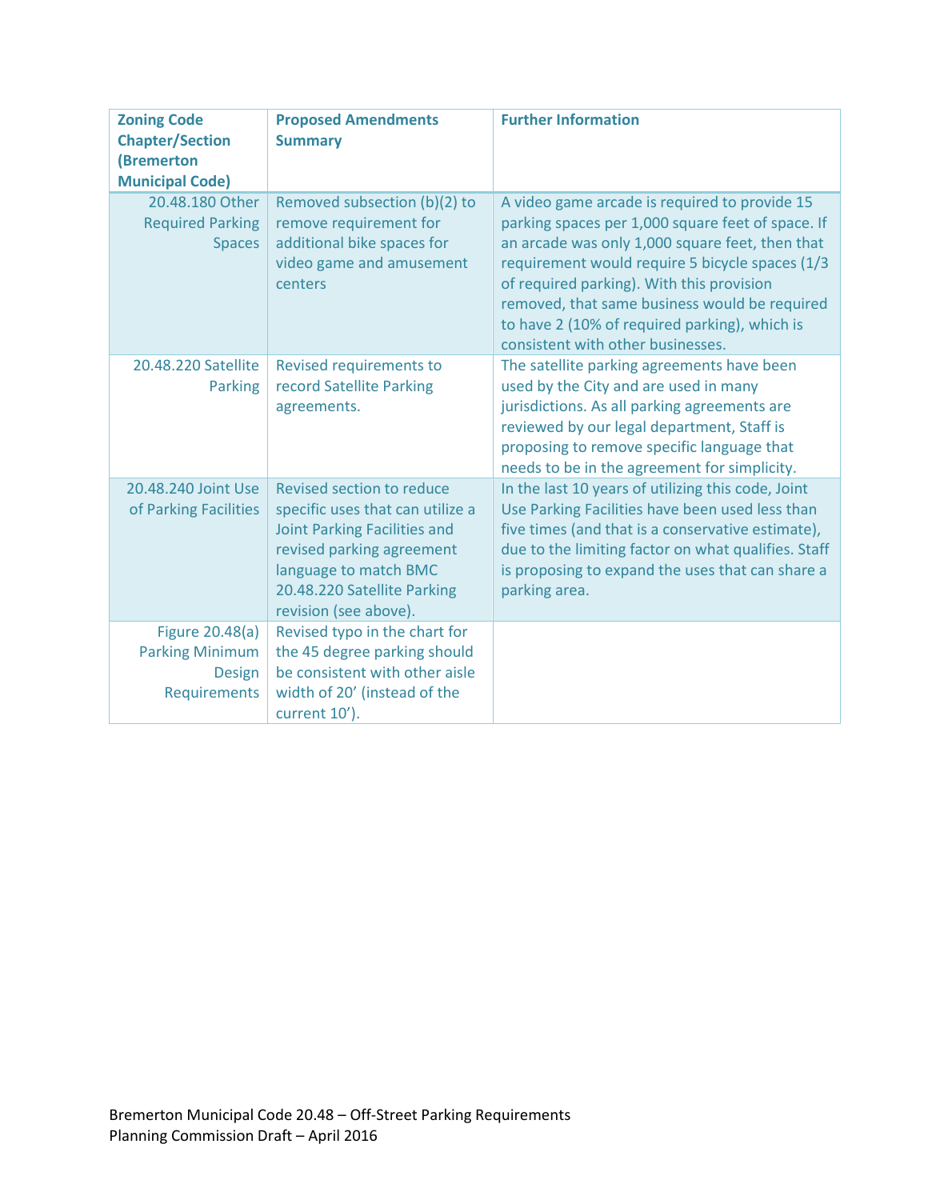| Zoning Code Chapter/Section (Bremerton Municipal Code) | Proposed Amendments Summary | Further Information |
|---|---|---|
| 20.48.180 Other Required Parking Spaces | Removed subsection (b)(2) to remove requirement for additional bike spaces for video game and amusement centers | A video game arcade is required to provide 15 parking spaces per 1,000 square feet of space. If an arcade was only 1,000 square feet, then that requirement would require 5 bicycle spaces (1/3 of required parking). With this provision removed, that same business would be required to have 2 (10% of required parking), which is consistent with other businesses. |
| 20.48.220 Satellite Parking | Revised requirements to record Satellite Parking agreements. | The satellite parking agreements have been used by the City and are used in many jurisdictions. As all parking agreements are reviewed by our legal department, Staff is proposing to remove specific language that needs to be in the agreement for simplicity. |
| 20.48.240 Joint Use of Parking Facilities | Revised section to reduce specific uses that can utilize a Joint Parking Facilities and revised parking agreement language to match BMC 20.48.220 Satellite Parking revision (see above). | In the last 10 years of utilizing this code, Joint Use Parking Facilities have been used less than five times (and that is a conservative estimate), due to the limiting factor on what qualifies. Staff is proposing to expand the uses that can share a parking area. |
| Figure 20.48(a) Parking Minimum Design Requirements | Revised typo in the chart for the 45 degree parking should be consistent with other aisle width of 20' (instead of the current 10'). | |

Bremerton Municipal Code 20.48 – Off-Street Parking Requirements
Planning Commission Draft – April 2016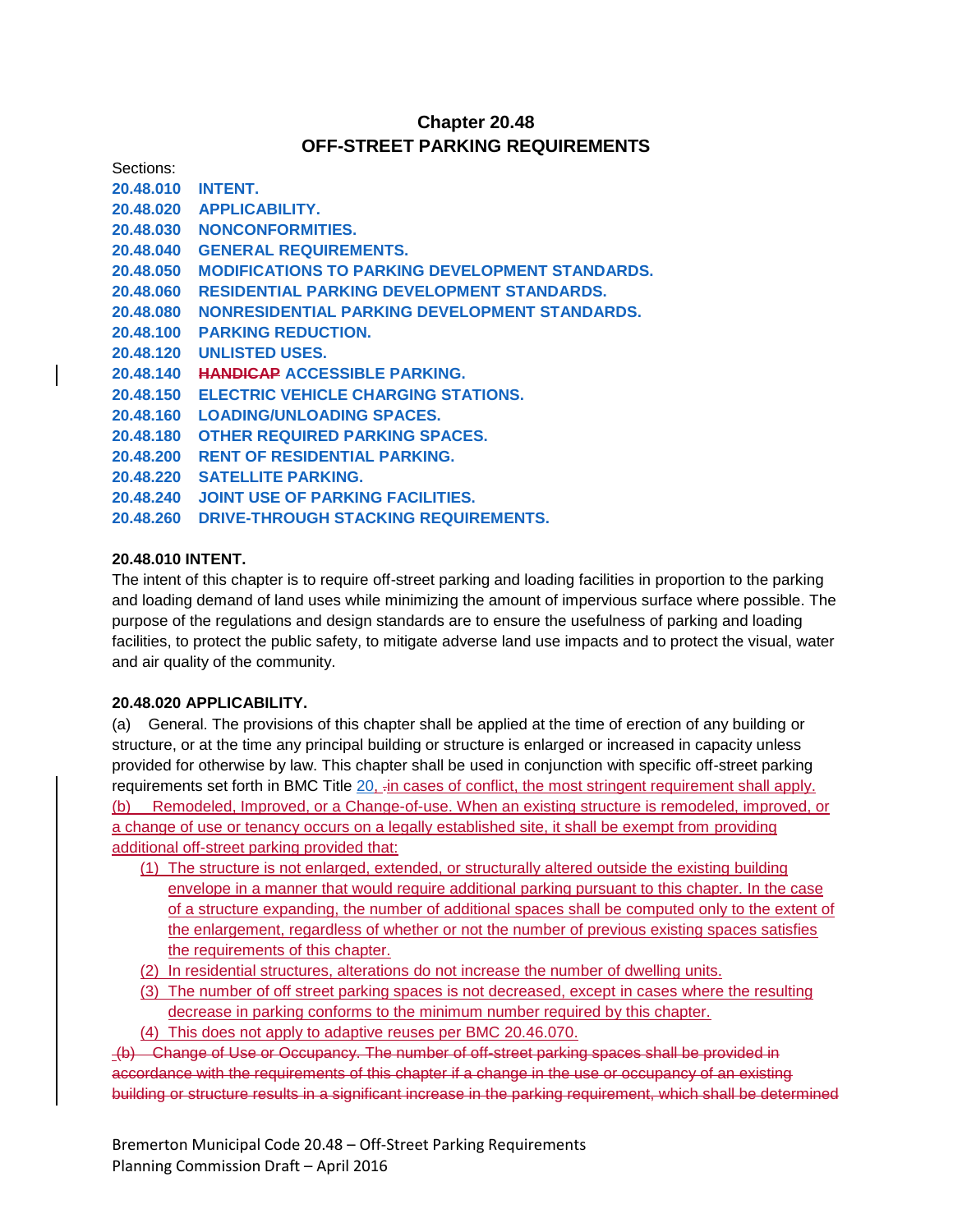# Chapter 20.48
# OFF-STREET PARKING REQUIREMENTS

Sections:

**20.48.010 INTENT.**
**20.48.020 APPLICABILITY.**
**20.48.030 NONCONFORMITIES.**
**20.48.040 GENERAL REQUIREMENTS.**
**20.48.050 MODIFICATIONS TO PARKING DEVELOPMENT STANDARDS.**
**20.48.060 RESIDENTIAL PARKING DEVELOPMENT STANDARDS.**
**20.48.080 NONRESIDENTIAL PARKING DEVELOPMENT STANDARDS.**
**20.48.100 PARKING REDUCTION.**
**20.48.120 UNLISTED USES.**
**20.48.140 ~~HANDICAP~~ ACCESSIBLE PARKING.**
**20.48.150 ELECTRIC VEHICLE CHARGING STATIONS.**
**20.48.160 LOADING/UNLOADING SPACES.**
**20.48.180 OTHER REQUIRED PARKING SPACES.**
**20.48.200 RENT OF RESIDENTIAL PARKING.**
**20.48.220 SATELLITE PARKING.**
**20.48.240 JOINT USE OF PARKING FACILITIES.**
**20.48.260 DRIVE-THROUGH STACKING REQUIREMENTS.**

**20.48.010 INTENT.**

The intent of this chapter is to require off-street parking and loading facilities in proportion to the parking and loading demand of land uses while minimizing the amount of impervious surface where possible. The purpose of the regulations and design standards are to ensure the usefulness of parking and loading facilities, to protect the public safety, to mitigate adverse land use impacts and to protect the visual, water and air quality of the community.

**20.48.020 APPLICABILITY.**

(a) General. The provisions of this chapter shall be applied at the time of erection of any building or structure, or at the time any principal building or structure is enlarged or increased in capacity unless provided for otherwise by law. This chapter shall be used in conjunction with specific off-street parking requirements set forth in BMC Title 20, ~~.~~in cases of conflict, the most stringent requirement shall apply.

(b) Remodeled, Improved, or a Change-of-use. When an existing structure is remodeled, improved, or a change of use or tenancy occurs on a legally established site, it shall be exempt from providing additional off-street parking provided that:

(1) The structure is not enlarged, extended, or structurally altered outside the existing building envelope in a manner that would require additional parking pursuant to this chapter. In the case of a structure expanding, the number of additional spaces shall be computed only to the extent of the enlargement, regardless of whether or not the number of previous existing spaces satisfies the requirements of this chapter.

(2) In residential structures, alterations do not increase the number of dwelling units.

(3) The number of off street parking spaces is not decreased, except in cases where the resulting decrease in parking conforms to the minimum number required by this chapter.

(4) This does not apply to adaptive reuses per BMC 20.46.070.

~~(b) Change of Use or Occupancy. The number of off-street parking spaces shall be provided in accordance with the requirements of this chapter if a change in the use or occupancy of an existing building or structure results in a significant increase in the parking requirement, which shall be determined~~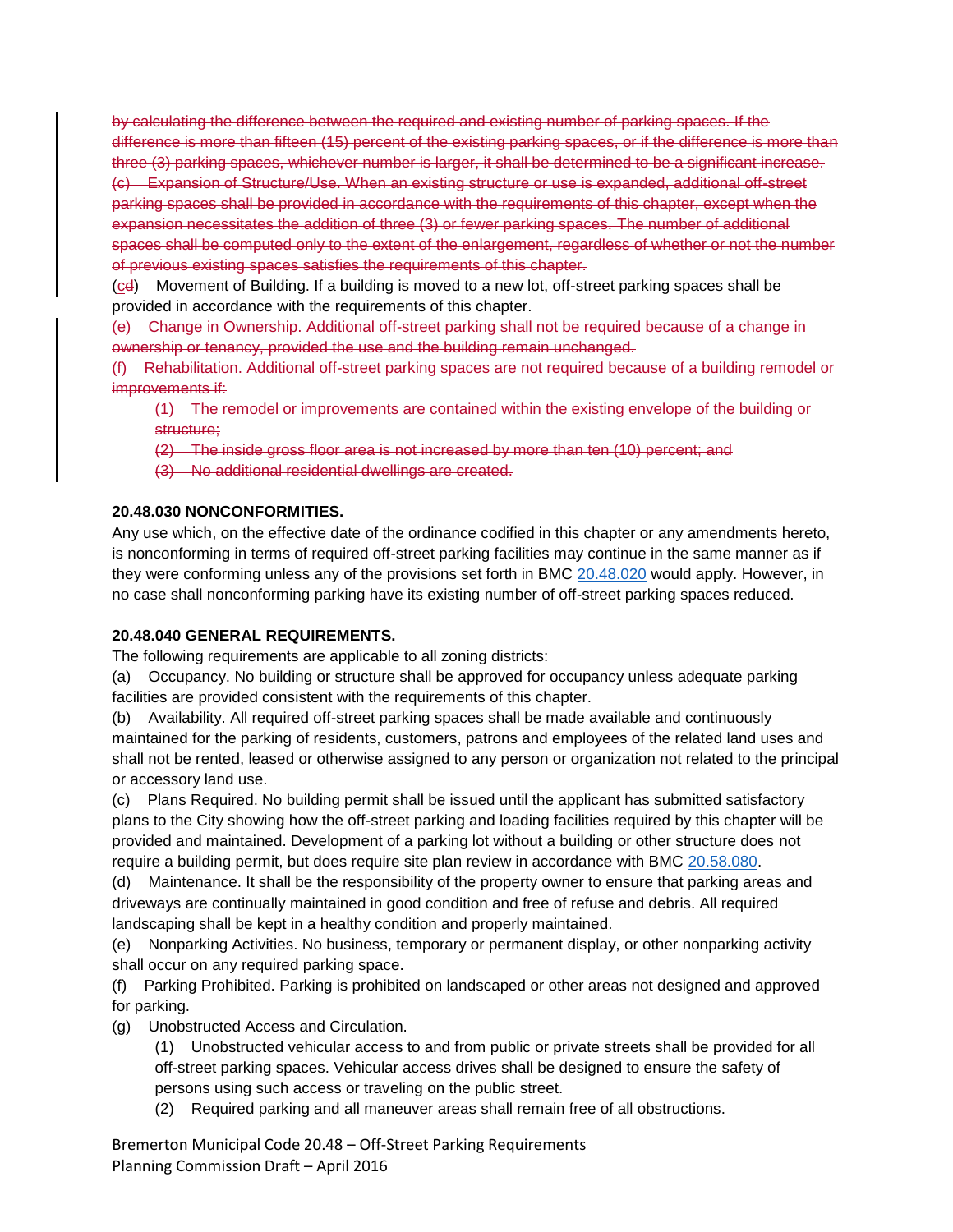~~by calculating the difference between the required and existing number of parking spaces. If the difference is more than fifteen (15) percent of the existing parking spaces, or if the difference is more than three (3) parking spaces, whichever number is larger, it shall be determined to be a significant increase.~~

~~(c) Expansion of Structure/Use. When an existing structure or use is expanded, additional off-street parking spaces shall be provided in accordance with the requirements of this chapter, except when the expansion necessitates the addition of three (3) or fewer parking spaces. The number of additional spaces shall be computed only to the extent of the enlargement, regardless of whether or not the number of previous existing spaces satisfies the requirements of this chapter.~~

(c~~d~~) Movement of Building. If a building is moved to a new lot, off-street parking spaces shall be provided in accordance with the requirements of this chapter.

~~(e) Change in Ownership. Additional off-street parking shall not be required because of a change in ownership or tenancy, provided the use and the building remain unchanged.~~

~~(f) Rehabilitation. Additional off-street parking spaces are not required because of a building remodel or improvements if:~~

~~(1) The remodel or improvements are contained within the existing envelope of the building or structure;~~

~~(2) The inside gross floor area is not increased by more than ten (10) percent; and~~

~~(3) No additional residential dwellings are created.~~

**20.48.030 NONCONFORMITIES.**

Any use which, on the effective date of the ordinance codified in this chapter or any amendments hereto, is nonconforming in terms of required off-street parking facilities may continue in the same manner as if they were conforming unless any of the provisions set forth in BMC 20.48.020 would apply. However, in no case shall nonconforming parking have its existing number of off-street parking spaces reduced.

**20.48.040 GENERAL REQUIREMENTS.**

The following requirements are applicable to all zoning districts:

(a) Occupancy. No building or structure shall be approved for occupancy unless adequate parking facilities are provided consistent with the requirements of this chapter.

(b) Availability. All required off-street parking spaces shall be made available and continuously maintained for the parking of residents, customers, patrons and employees of the related land uses and shall not be rented, leased or otherwise assigned to any person or organization not related to the principal or accessory land use.

(c) Plans Required. No building permit shall be issued until the applicant has submitted satisfactory plans to the City showing how the off-street parking and loading facilities required by this chapter will be provided and maintained. Development of a parking lot without a building or other structure does not require a building permit, but does require site plan review in accordance with BMC 20.58.080.

(d) Maintenance. It shall be the responsibility of the property owner to ensure that parking areas and driveways are continually maintained in good condition and free of refuse and debris. All required landscaping shall be kept in a healthy condition and properly maintained.

(e) Nonparking Activities. No business, temporary or permanent display, or other nonparking activity shall occur on any required parking space.

(f) Parking Prohibited. Parking is prohibited on landscaped or other areas not designed and approved for parking.

(g) Unobstructed Access and Circulation.

(1) Unobstructed vehicular access to and from public or private streets shall be provided for all off-street parking spaces. Vehicular access drives shall be designed to ensure the safety of persons using such access or traveling on the public street.

(2) Required parking and all maneuver areas shall remain free of all obstructions.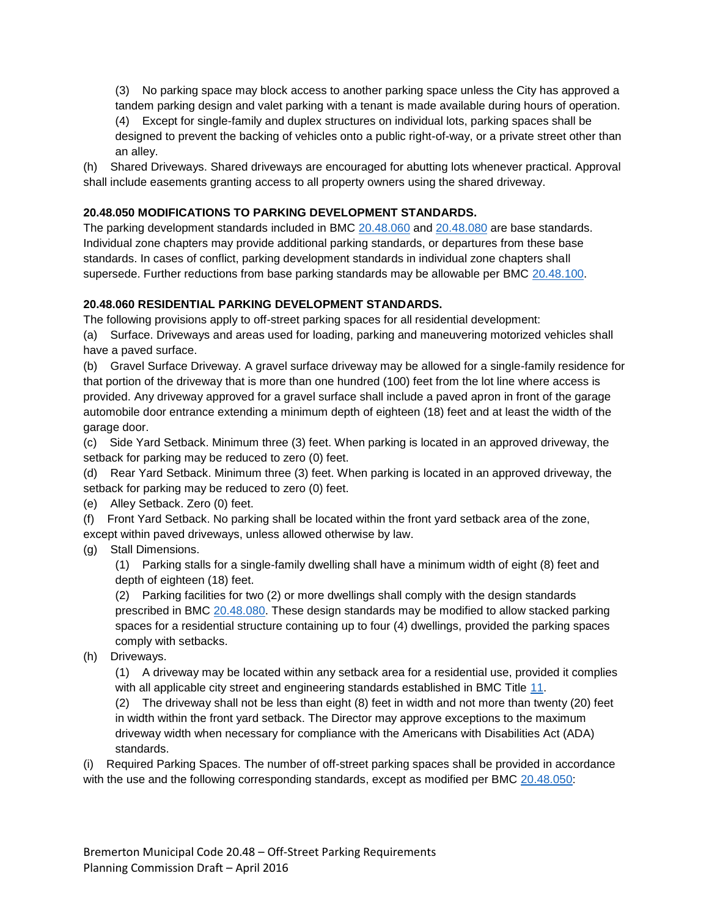(3) No parking space may block access to another parking space unless the City has approved a tandem parking design and valet parking with a tenant is made available during hours of operation.

(4) Except for single-family and duplex structures on individual lots, parking spaces shall be designed to prevent the backing of vehicles onto a public right-of-way, or a private street other than an alley.

(h) Shared Driveways. Shared driveways are encouraged for abutting lots whenever practical. Approval shall include easements granting access to all property owners using the shared driveway.

**20.48.050 MODIFICATIONS TO PARKING DEVELOPMENT STANDARDS.**

The parking development standards included in BMC 20.48.060 and 20.48.080 are base standards. Individual zone chapters may provide additional parking standards, or departures from these base standards. In cases of conflict, parking development standards in individual zone chapters shall supersede. Further reductions from base parking standards may be allowable per BMC 20.48.100.

**20.48.060 RESIDENTIAL PARKING DEVELOPMENT STANDARDS.**

The following provisions apply to off-street parking spaces for all residential development:

(a) Surface. Driveways and areas used for loading, parking and maneuvering motorized vehicles shall have a paved surface.

(b) Gravel Surface Driveway. A gravel surface driveway may be allowed for a single-family residence for that portion of the driveway that is more than one hundred (100) feet from the lot line where access is provided. Any driveway approved for a gravel surface shall include a paved apron in front of the garage automobile door entrance extending a minimum depth of eighteen (18) feet and at least the width of the garage door.

(c) Side Yard Setback. Minimum three (3) feet. When parking is located in an approved driveway, the setback for parking may be reduced to zero (0) feet.

(d) Rear Yard Setback. Minimum three (3) feet. When parking is located in an approved driveway, the setback for parking may be reduced to zero (0) feet.

(e) Alley Setback. Zero (0) feet.

(f) Front Yard Setback. No parking shall be located within the front yard setback area of the zone, except within paved driveways, unless allowed otherwise by law.

(g) Stall Dimensions.

(1) Parking stalls for a single-family dwelling shall have a minimum width of eight (8) feet and depth of eighteen (18) feet.

(2) Parking facilities for two (2) or more dwellings shall comply with the design standards prescribed in BMC 20.48.080. These design standards may be modified to allow stacked parking spaces for a residential structure containing up to four (4) dwellings, provided the parking spaces comply with setbacks.

(h) Driveways.

(1) A driveway may be located within any setback area for a residential use, provided it complies with all applicable city street and engineering standards established in BMC Title 11.

(2) The driveway shall not be less than eight (8) feet in width and not more than twenty (20) feet in width within the front yard setback. The Director may approve exceptions to the maximum driveway width when necessary for compliance with the Americans with Disabilities Act (ADA) standards.

(i) Required Parking Spaces. The number of off-street parking spaces shall be provided in accordance with the use and the following corresponding standards, except as modified per BMC 20.48.050: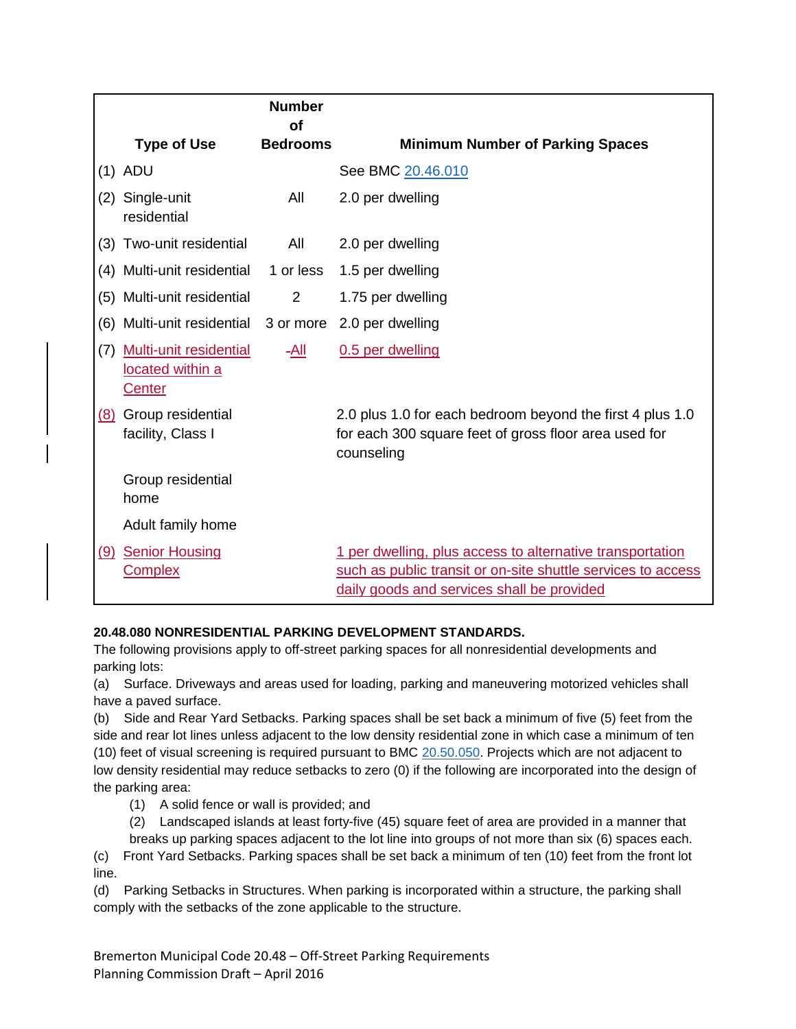| Type of Use | Number of Bedrooms | Minimum Number of Parking Spaces |
|---|---|---|
| (1) ADU | | See BMC 20.46.010 |
| (2) Single-unit residential | All | 2.0 per dwelling |
| (3) Two-unit residential | All | 2.0 per dwelling |
| (4) Multi-unit residential | 1 or less | 1.5 per dwelling |
| (5) Multi-unit residential | 2 | 1.75 per dwelling |
| (6) Multi-unit residential | 3 or more | 2.0 per dwelling |
| (7) Multi-unit residential located within a Center | -All | 0.5 per dwelling |
| (8) Group residential facility, Class I | | 2.0 plus 1.0 for each bedroom beyond the first 4 plus 1.0 for each 300 square feet of gross floor area used for counseling |
| Group residential home | | |
| Adult family home | | |
| (9) Senior Housing Complex | | 1 per dwelling, plus access to alternative transportation such as public transit or on-site shuttle services to access daily goods and services shall be provided |

**20.48.080 NONRESIDENTIAL PARKING DEVELOPMENT STANDARDS.**

The following provisions apply to off-street parking spaces for all nonresidential developments and parking lots:

(a) Surface. Driveways and areas used for loading, parking and maneuvering motorized vehicles shall have a paved surface.

(b) Side and Rear Yard Setbacks. Parking spaces shall be set back a minimum of five (5) feet from the side and rear lot lines unless adjacent to the low density residential zone in which case a minimum of ten (10) feet of visual screening is required pursuant to BMC 20.50.050. Projects which are not adjacent to low density residential may reduce setbacks to zero (0) if the following are incorporated into the design of the parking area:

(1) A solid fence or wall is provided; and

(2) Landscaped islands at least forty-five (45) square feet of area are provided in a manner that breaks up parking spaces adjacent to the lot line into groups of not more than six (6) spaces each.

(c) Front Yard Setbacks. Parking spaces shall be set back a minimum of ten (10) feet from the front lot line.

(d) Parking Setbacks in Structures. When parking is incorporated within a structure, the parking shall comply with the setbacks of the zone applicable to the structure.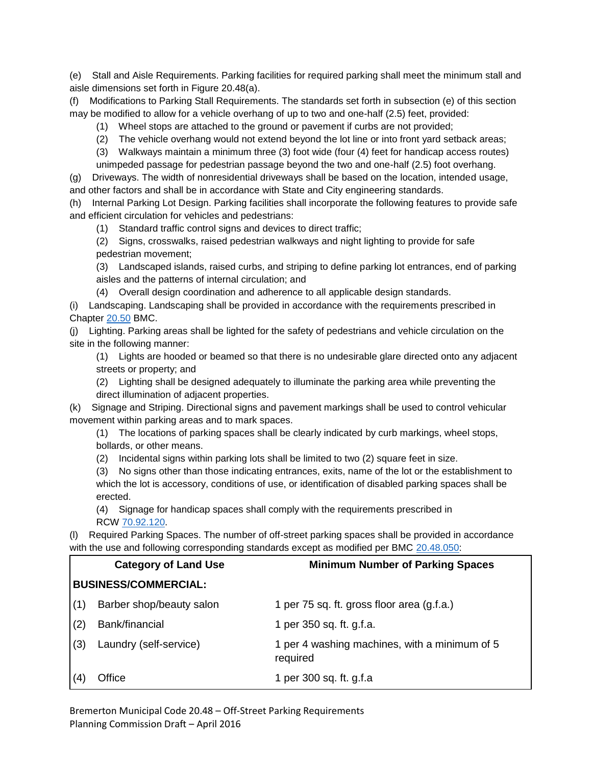(e) Stall and Aisle Requirements. Parking facilities for required parking shall meet the minimum stall and aisle dimensions set forth in Figure 20.48(a).

(f) Modifications to Parking Stall Requirements. The standards set forth in subsection (e) of this section may be modified to allow for a vehicle overhang of up to two and one-half (2.5) feet, provided:

(1) Wheel stops are attached to the ground or pavement if curbs are not provided;

(2) The vehicle overhang would not extend beyond the lot line or into front yard setback areas;

(3) Walkways maintain a minimum three (3) foot wide (four (4) feet for handicap access routes) unimpeded passage for pedestrian passage beyond the two and one-half (2.5) foot overhang.

(g) Driveways. The width of nonresidential driveways shall be based on the location, intended usage, and other factors and shall be in accordance with State and City engineering standards.

(h) Internal Parking Lot Design. Parking facilities shall incorporate the following features to provide safe and efficient circulation for vehicles and pedestrians:

(1) Standard traffic control signs and devices to direct traffic;

(2) Signs, crosswalks, raised pedestrian walkways and night lighting to provide for safe pedestrian movement;

(3) Landscaped islands, raised curbs, and striping to define parking lot entrances, end of parking aisles and the patterns of internal circulation; and

(4) Overall design coordination and adherence to all applicable design standards.

(i) Landscaping. Landscaping shall be provided in accordance with the requirements prescribed in Chapter 20.50 BMC.

(j) Lighting. Parking areas shall be lighted for the safety of pedestrians and vehicle circulation on the site in the following manner:

(1) Lights are hooded or beamed so that there is no undesirable glare directed onto any adjacent streets or property; and

(2) Lighting shall be designed adequately to illuminate the parking area while preventing the direct illumination of adjacent properties.

(k) Signage and Striping. Directional signs and pavement markings shall be used to control vehicular movement within parking areas and to mark spaces.

(1) The locations of parking spaces shall be clearly indicated by curb markings, wheel stops, bollards, or other means.

(2) Incidental signs within parking lots shall be limited to two (2) square feet in size.

(3) No signs other than those indicating entrances, exits, name of the lot or the establishment to which the lot is accessory, conditions of use, or identification of disabled parking spaces shall be erected.

(4) Signage for handicap spaces shall comply with the requirements prescribed in RCW 70.92.120.

(l) Required Parking Spaces. The number of off-street parking spaces shall be provided in accordance with the use and following corresponding standards except as modified per BMC 20.48.050:

| | Category of Land Use | Minimum Number of Parking Spaces |
|---|---|---|
| **BUSINESS/COMMERCIAL:** | | |
| (1) | Barber shop/beauty salon | 1 per 75 sq. ft. gross floor area (g.f.a.) |
| (2) | Bank/financial | 1 per 350 sq. ft. g.f.a. |
| (3) | Laundry (self-service) | 1 per 4 washing machines, with a minimum of 5 required |
| (4) | Office | 1 per 300 sq. ft. g.f.a |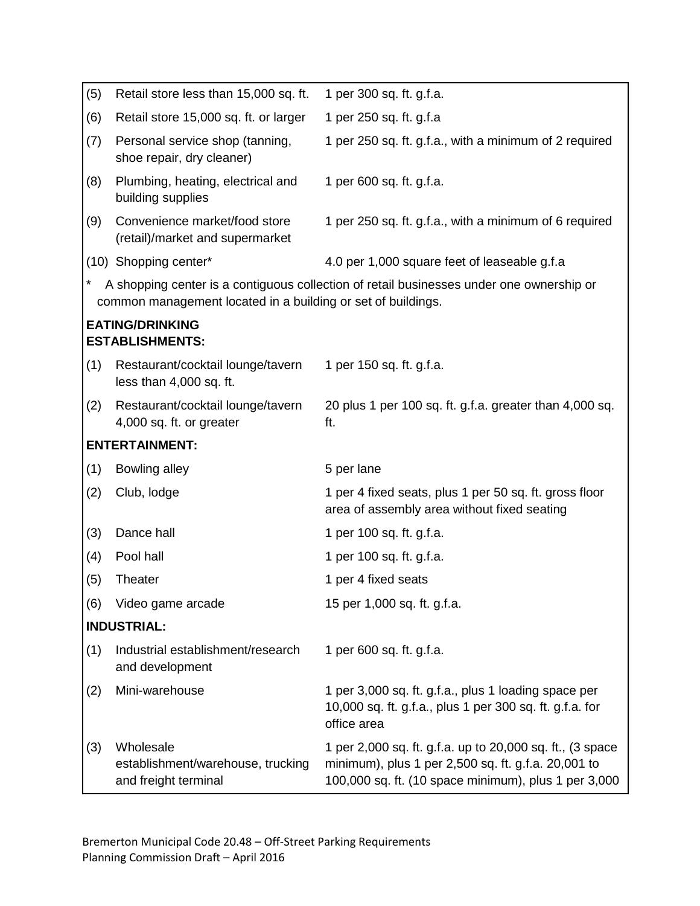| | | |
|---|---|---|
| (5) | Retail store less than 15,000 sq. ft. | 1 per 300 sq. ft. g.f.a. |
| (6) | Retail store 15,000 sq. ft. or larger | 1 per 250 sq. ft. g.f.a |
| (7) | Personal service shop (tanning, shoe repair, dry cleaner) | 1 per 250 sq. ft. g.f.a., with a minimum of 2 required |
| (8) | Plumbing, heating, electrical and building supplies | 1 per 600 sq. ft. g.f.a. |
| (9) | Convenience market/food store (retail)/market and supermarket | 1 per 250 sq. ft. g.f.a., with a minimum of 6 required |
| (10) | Shopping center* | 4.0 per 1,000 square feet of leaseable g.f.a |
| * | A shopping center is a contiguous collection of retail businesses under one ownership or common management located in a building or set of buildings. | |
| **EATING/DRINKING ESTABLISHMENTS:** | | |
| (1) | Restaurant/cocktail lounge/tavern less than 4,000 sq. ft. | 1 per 150 sq. ft. g.f.a. |
| (2) | Restaurant/cocktail lounge/tavern 4,000 sq. ft. or greater | 20 plus 1 per 100 sq. ft. g.f.a. greater than 4,000 sq. ft. |
| **ENTERTAINMENT:** | | |
| (1) | Bowling alley | 5 per lane |
| (2) | Club, lodge | 1 per 4 fixed seats, plus 1 per 50 sq. ft. gross floor area of assembly area without fixed seating |
| (3) | Dance hall | 1 per 100 sq. ft. g.f.a. |
| (4) | Pool hall | 1 per 100 sq. ft. g.f.a. |
| (5) | Theater | 1 per 4 fixed seats |
| (6) | Video game arcade | 15 per 1,000 sq. ft. g.f.a. |
| **INDUSTRIAL:** | | |
| (1) | Industrial establishment/research and development | 1 per 600 sq. ft. g.f.a. |
| (2) | Mini-warehouse | 1 per 3,000 sq. ft. g.f.a., plus 1 loading space per 10,000 sq. ft. g.f.a., plus 1 per 300 sq. ft. g.f.a. for office area |
| (3) | Wholesale establishment/warehouse, trucking and freight terminal | 1 per 2,000 sq. ft. g.f.a. up to 20,000 sq. ft., (3 space minimum), plus 1 per 2,500 sq. ft. g.f.a. 20,001 to 100,000 sq. ft. (10 space minimum), plus 1 per 3,000 |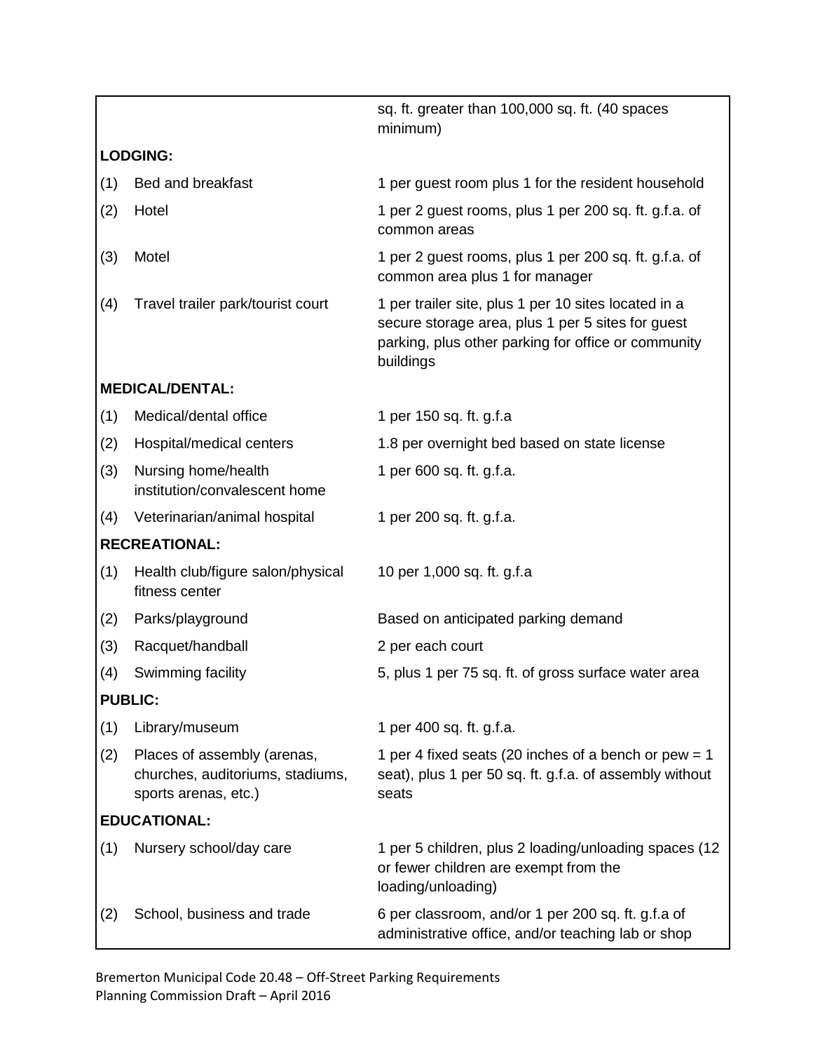| | | |
|---|---|---|
| | | sq. ft. greater than 100,000 sq. ft. (40 spaces minimum) |
| **LODGING:** | | |
| (1) | Bed and breakfast | 1 per guest room plus 1 for the resident household |
| (2) | Hotel | 1 per 2 guest rooms, plus 1 per 200 sq. ft. g.f.a. of common areas |
| (3) | Motel | 1 per 2 guest rooms, plus 1 per 200 sq. ft. g.f.a. of common area plus 1 for manager |
| (4) | Travel trailer park/tourist court | 1 per trailer site, plus 1 per 10 sites located in a secure storage area, plus 1 per 5 sites for guest parking, plus other parking for office or community buildings |
| **MEDICAL/DENTAL:** | | |
| (1) | Medical/dental office | 1 per 150 sq. ft. g.f.a |
| (2) | Hospital/medical centers | 1.8 per overnight bed based on state license |
| (3) | Nursing home/health institution/convalescent home | 1 per 600 sq. ft. g.f.a. |
| (4) | Veterinarian/animal hospital | 1 per 200 sq. ft. g.f.a. |
| **RECREATIONAL:** | | |
| (1) | Health club/figure salon/physical fitness center | 10 per 1,000 sq. ft. g.f.a |
| (2) | Parks/playground | Based on anticipated parking demand |
| (3) | Racquet/handball | 2 per each court |
| (4) | Swimming facility | 5, plus 1 per 75 sq. ft. of gross surface water area |
| **PUBLIC:** | | |
| (1) | Library/museum | 1 per 400 sq. ft. g.f.a. |
| (2) | Places of assembly (arenas, churches, auditoriums, stadiums, sports arenas, etc.) | 1 per 4 fixed seats (20 inches of a bench or pew = 1 seat), plus 1 per 50 sq. ft. g.f.a. of assembly without seats |
| **EDUCATIONAL:** | | |
| (1) | Nursery school/day care | 1 per 5 children, plus 2 loading/unloading spaces (12 or fewer children are exempt from the loading/unloading) |
| (2) | School, business and trade | 6 per classroom, and/or 1 per 200 sq. ft. g.f.a of administrative office, and/or teaching lab or shop |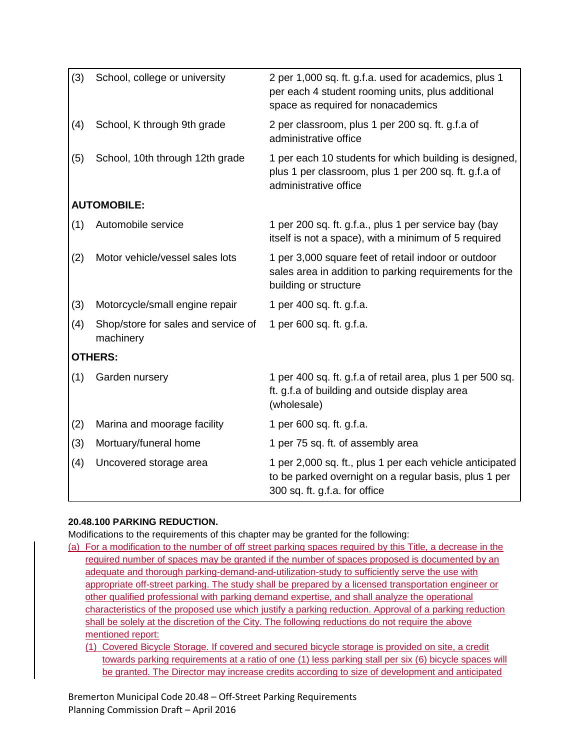| | | |
|---|---|---|
| (3) | School, college or university | 2 per 1,000 sq. ft. g.f.a. used for academics, plus 1 per each 4 student rooming units, plus additional space as required for nonacademics |
| (4) | School, K through 9th grade | 2 per classroom, plus 1 per 200 sq. ft. g.f.a of administrative office |
| (5) | School, 10th through 12th grade | 1 per each 10 students for which building is designed, plus 1 per classroom, plus 1 per 200 sq. ft. g.f.a of administrative office |
| **AUTOMOBILE:** | | |
| (1) | Automobile service | 1 per 200 sq. ft. g.f.a., plus 1 per service bay (bay itself is not a space), with a minimum of 5 required |
| (2) | Motor vehicle/vessel sales lots | 1 per 3,000 square feet of retail indoor or outdoor sales area in addition to parking requirements for the building or structure |
| (3) | Motorcycle/small engine repair | 1 per 400 sq. ft. g.f.a. |
| (4) | Shop/store for sales and service of machinery | 1 per 600 sq. ft. g.f.a. |
| **OTHERS:** | | |
| (1) | Garden nursery | 1 per 400 sq. ft. g.f.a of retail area, plus 1 per 500 sq. ft. g.f.a of building and outside display area (wholesale) |
| (2) | Marina and moorage facility | 1 per 600 sq. ft. g.f.a. |
| (3) | Mortuary/funeral home | 1 per 75 sq. ft. of assembly area |
| (4) | Uncovered storage area | 1 per 2,000 sq. ft., plus 1 per each vehicle anticipated to be parked overnight on a regular basis, plus 1 per 300 sq. ft. g.f.a. for office |

**20.48.100 PARKING REDUCTION.**

Modifications to the requirements of this chapter may be granted for the following:

(a) For a modification to the number of off street parking spaces required by this Title, a decrease in the required number of spaces may be granted if the number of spaces proposed is documented by an adequate and thorough parking-demand-and-utilization-study to sufficiently serve the use with appropriate off-street parking. The study shall be prepared by a licensed transportation engineer or other qualified professional with parking demand expertise, and shall analyze the operational characteristics of the proposed use which justify a parking reduction. Approval of a parking reduction shall be solely at the discretion of the City. The following reductions do not require the above mentioned report:

(1) Covered Bicycle Storage. If covered and secured bicycle storage is provided on site, a credit towards parking requirements at a ratio of one (1) less parking stall per six (6) bicycle spaces will be granted. The Director may increase credits according to size of development and anticipated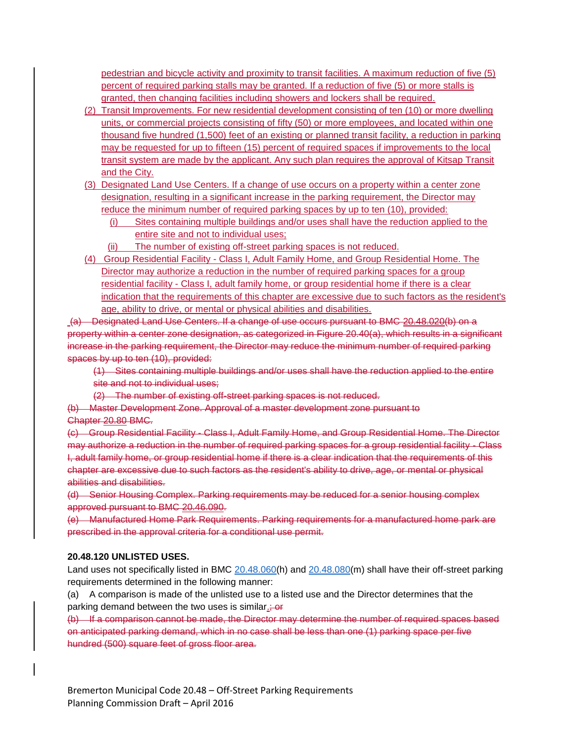pedestrian and bicycle activity and proximity to transit facilities. A maximum reduction of five (5) percent of required parking stalls may be granted. If a reduction of five (5) or more stalls is granted, then changing facilities including showers and lockers shall be required.

(2) Transit Improvements. For new residential development consisting of ten (10) or more dwelling units, or commercial projects consisting of fifty (50) or more employees, and located within one thousand five hundred (1,500) feet of an existing or planned transit facility, a reduction in parking may be requested for up to fifteen (15) percent of required spaces if improvements to the local transit system are made by the applicant. Any such plan requires the approval of Kitsap Transit and the City.

(3) Designated Land Use Centers. If a change of use occurs on a property within a center zone designation, resulting in a significant increase in the parking requirement, the Director may reduce the minimum number of required parking spaces by up to ten (10), provided:

- (i) Sites containing multiple buildings and/or uses shall have the reduction applied to the entire site and not to individual uses;
- (ii) The number of existing off-street parking spaces is not reduced.

(4) Group Residential Facility - Class I, Adult Family Home, and Group Residential Home. The Director may authorize a reduction in the number of required parking spaces for a group residential facility - Class I, adult family home, or group residential home if there is a clear indication that the requirements of this chapter are excessive due to such factors as the resident's age, ability to drive, or mental or physical abilities and disabilities.

~~(a) Designated Land Use Centers. If a change of use occurs pursuant to BMC 20.48.020(b) on a property within a center zone designation, as categorized in Figure 20.40(a), which results in a significant increase in the parking requirement, the Director may reduce the minimum number of required parking spaces by up to ten (10), provided:~~

~~(1) Sites containing multiple buildings and/or uses shall have the reduction applied to the entire site and not to individual uses;~~

~~(2) The number of existing off-street parking spaces is not reduced.~~

~~(b) Master Development Zone. Approval of a master development zone pursuant to Chapter 20.80 BMC.~~

~~(c) Group Residential Facility - Class I, Adult Family Home, and Group Residential Home. The Director may authorize a reduction in the number of required parking spaces for a group residential facility - Class I, adult family home, or group residential home if there is a clear indication that the requirements of this chapter are excessive due to such factors as the resident's ability to drive, age, or mental or physical abilities and disabilities.~~

~~(d) Senior Housing Complex. Parking requirements may be reduced for a senior housing complex approved pursuant to BMC 20.46.090.~~

~~(e) Manufactured Home Park Requirements. Parking requirements for a manufactured home park are prescribed in the approval criteria for a conditional use permit.~~

**20.48.120 UNLISTED USES.**

Land uses not specifically listed in BMC 20.48.060(h) and 20.48.080(m) shall have their off-street parking requirements determined in the following manner:

(a) A comparison is made of the unlisted use to a listed use and the Director determines that the parking demand between the two uses is similar.~~; or~~

~~(b) If a comparison cannot be made, the Director may determine the number of required spaces based on anticipated parking demand, which in no case shall be less than one (1) parking space per five hundred (500) square feet of gross floor area.~~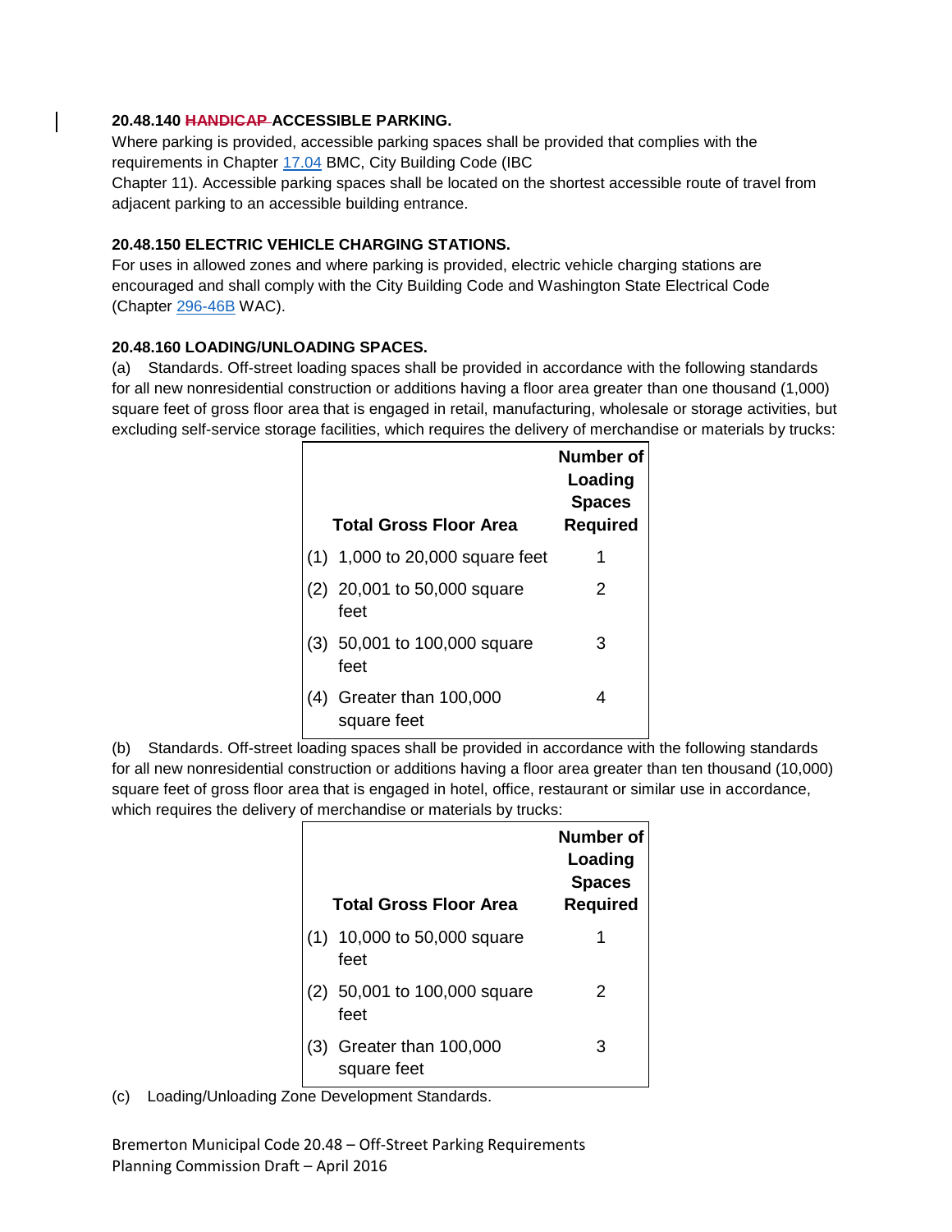**20.48.140 ~~HANDICAP~~ ACCESSIBLE PARKING.**

Where parking is provided, accessible parking spaces shall be provided that complies with the requirements in Chapter 17.04 BMC, City Building Code (IBC Chapter 11). Accessible parking spaces shall be located on the shortest accessible route of travel from adjacent parking to an accessible building entrance.

**20.48.150 ELECTRIC VEHICLE CHARGING STATIONS.**

For uses in allowed zones and where parking is provided, electric vehicle charging stations are encouraged and shall comply with the City Building Code and Washington State Electrical Code (Chapter 296-46B WAC).

**20.48.160 LOADING/UNLOADING SPACES.**

(a) Standards. Off-street loading spaces shall be provided in accordance with the following standards for all new nonresidential construction or additions having a floor area greater than one thousand (1,000) square feet of gross floor area that is engaged in retail, manufacturing, wholesale or storage activities, but excluding self-service storage facilities, which requires the delivery of merchandise or materials by trucks:

| Total Gross Floor Area | Number of Loading Spaces Required |
|---|---|
| (1) 1,000 to 20,000 square feet | 1 |
| (2) 20,001 to 50,000 square feet | 2 |
| (3) 50,001 to 100,000 square feet | 3 |
| (4) Greater than 100,000 square feet | 4 |

(b) Standards. Off-street loading spaces shall be provided in accordance with the following standards for all new nonresidential construction or additions having a floor area greater than ten thousand (10,000) square feet of gross floor area that is engaged in hotel, office, restaurant or similar use in accordance, which requires the delivery of merchandise or materials by trucks:

| Total Gross Floor Area | Number of Loading Spaces Required |
|---|---|
| (1) 10,000 to 50,000 square feet | 1 |
| (2) 50,001 to 100,000 square feet | 2 |
| (3) Greater than 100,000 square feet | 3 |

(c) Loading/Unloading Zone Development Standards.

Bremerton Municipal Code 20.48 – Off-Street Parking Requirements
Planning Commission Draft – April 2016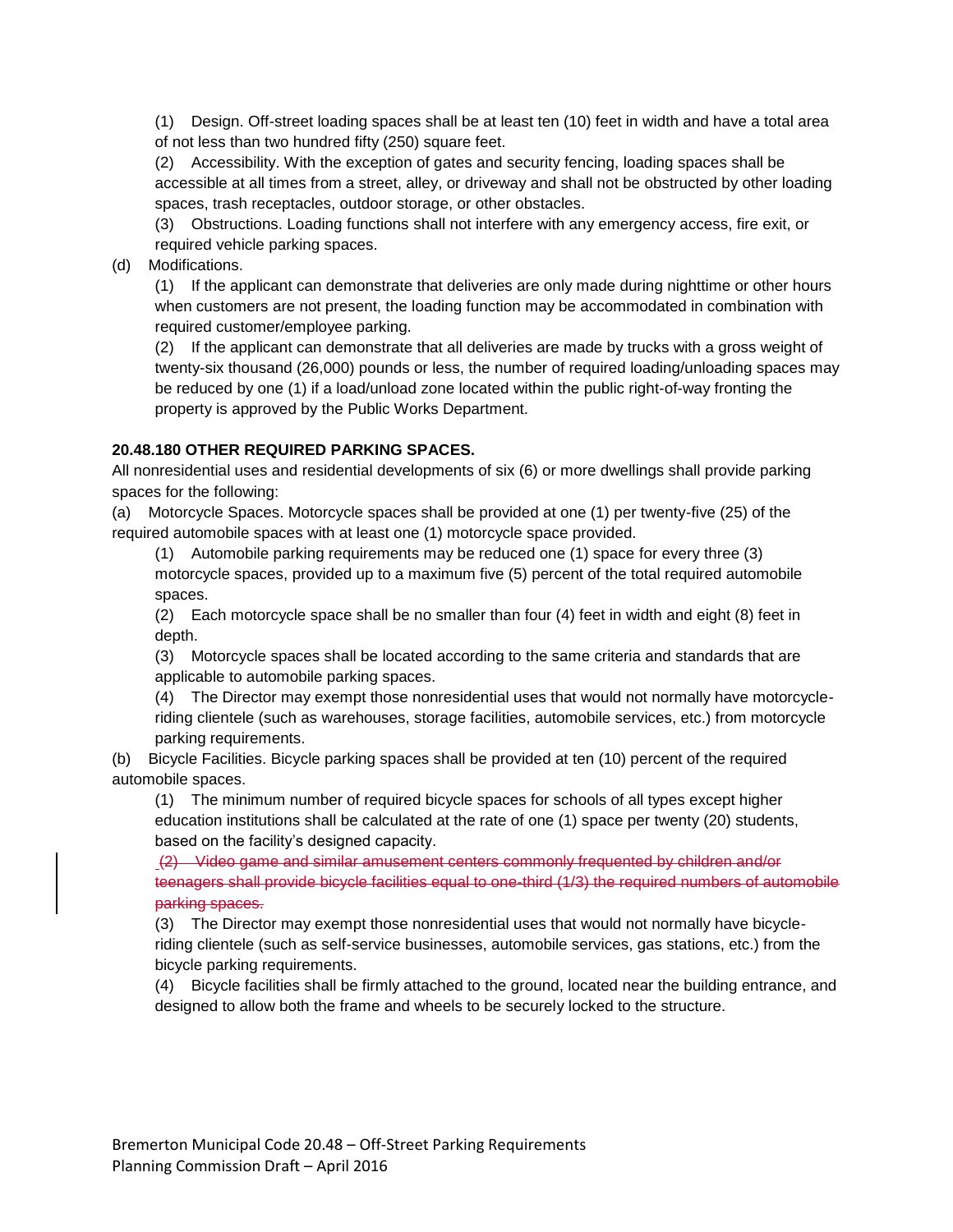(1) Design. Off-street loading spaces shall be at least ten (10) feet in width and have a total area of not less than two hundred fifty (250) square feet.

(2) Accessibility. With the exception of gates and security fencing, loading spaces shall be accessible at all times from a street, alley, or driveway and shall not be obstructed by other loading spaces, trash receptacles, outdoor storage, or other obstacles.

(3) Obstructions. Loading functions shall not interfere with any emergency access, fire exit, or required vehicle parking spaces.

(d) Modifications.

(1) If the applicant can demonstrate that deliveries are only made during nighttime or other hours when customers are not present, the loading function may be accommodated in combination with required customer/employee parking.

(2) If the applicant can demonstrate that all deliveries are made by trucks with a gross weight of twenty-six thousand (26,000) pounds or less, the number of required loading/unloading spaces may be reduced by one (1) if a load/unload zone located within the public right-of-way fronting the property is approved by the Public Works Department.

**20.48.180 OTHER REQUIRED PARKING SPACES.**

All nonresidential uses and residential developments of six (6) or more dwellings shall provide parking spaces for the following:

(a) Motorcycle Spaces. Motorcycle spaces shall be provided at one (1) per twenty-five (25) of the required automobile spaces with at least one (1) motorcycle space provided.

(1) Automobile parking requirements may be reduced one (1) space for every three (3) motorcycle spaces, provided up to a maximum five (5) percent of the total required automobile spaces.

(2) Each motorcycle space shall be no smaller than four (4) feet in width and eight (8) feet in depth.

(3) Motorcycle spaces shall be located according to the same criteria and standards that are applicable to automobile parking spaces.

(4) The Director may exempt those nonresidential uses that would not normally have motorcycle-riding clientele (such as warehouses, storage facilities, automobile services, etc.) from motorcycle parking requirements.

(b) Bicycle Facilities. Bicycle parking spaces shall be provided at ten (10) percent of the required automobile spaces.

(1) The minimum number of required bicycle spaces for schools of all types except higher education institutions shall be calculated at the rate of one (1) space per twenty (20) students, based on the facility's designed capacity.

~~(2) Video game and similar amusement centers commonly frequented by children and/or teenagers shall provide bicycle facilities equal to one-third (1/3) the required numbers of automobile parking spaces.~~

(3) The Director may exempt those nonresidential uses that would not normally have bicycle-riding clientele (such as self-service businesses, automobile services, gas stations, etc.) from the bicycle parking requirements.

(4) Bicycle facilities shall be firmly attached to the ground, located near the building entrance, and designed to allow both the frame and wheels to be securely locked to the structure.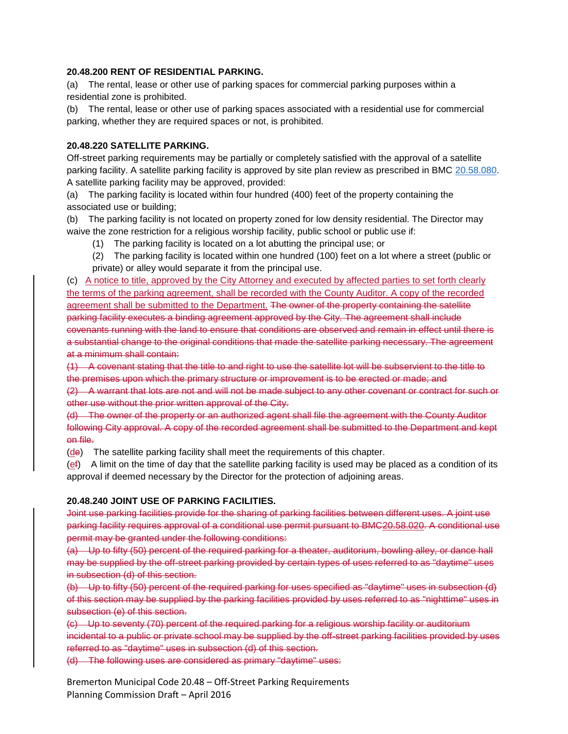**20.48.200 RENT OF RESIDENTIAL PARKING.**

(a) The rental, lease or other use of parking spaces for commercial parking purposes within a residential zone is prohibited.

(b) The rental, lease or other use of parking spaces associated with a residential use for commercial parking, whether they are required spaces or not, is prohibited.

**20.48.220 SATELLITE PARKING.**

Off-street parking requirements may be partially or completely satisfied with the approval of a satellite parking facility. A satellite parking facility is approved by site plan review as prescribed in BMC 20.58.080. A satellite parking facility may be approved, provided:

(a) The parking facility is located within four hundred (400) feet of the property containing the associated use or building;

(b) The parking facility is not located on property zoned for low density residential. The Director may waive the zone restriction for a religious worship facility, public school or public use if:

- (1) The parking facility is located on a lot abutting the principal use; or
- (2) The parking facility is located within one hundred (100) feet on a lot where a street (public or private) or alley would separate it from the principal use.

(c) A notice to title, approved by the City Attorney and executed by affected parties to set forth clearly the terms of the parking agreement, shall be recorded with the County Auditor. A copy of the recorded agreement shall be submitted to the Department. ~~The owner of the property containing the satellite parking facility executes a binding agreement approved by the City. The agreement shall include covenants running with the land to ensure that conditions are observed and remain in effect until there is a substantial change to the original conditions that made the satellite parking necessary. The agreement at a minimum shall contain:~~

~~(1) A covenant stating that the title to and right to use the satellite lot will be subservient to the title to the premises upon which the primary structure or improvement is to be erected or made; and~~

~~(2) A warrant that lots are not and will not be made subject to any other covenant or contract for such or other use without the prior written approval of the City.~~

~~(d) The owner of the property or an authorized agent shall file the agreement with the County Auditor following City approval. A copy of the recorded agreement shall be submitted to the Department and kept on file.~~

(d~~e~~) The satellite parking facility shall meet the requirements of this chapter.

(e~~f~~) A limit on the time of day that the satellite parking facility is used may be placed as a condition of its approval if deemed necessary by the Director for the protection of adjoining areas.

**20.48.240 JOINT USE OF PARKING FACILITIES.**

~~Joint use parking facilities provide for the sharing of parking facilities between different uses. A joint use parking facility requires approval of a conditional use permit pursuant to BMC20.58.020. A conditional use permit may be granted under the following conditions:~~

~~(a) Up to fifty (50) percent of the required parking for a theater, auditorium, bowling alley, or dance hall may be supplied by the off-street parking provided by certain types of uses referred to as "daytime" uses in subsection (d) of this section.~~

~~(b) Up to fifty (50) percent of the required parking for uses specified as "daytime" uses in subsection (d) of this section may be supplied by the parking facilities provided by uses referred to as "nighttime" uses in subsection (e) of this section.~~

~~(c) Up to seventy (70) percent of the required parking for a religious worship facility or auditorium incidental to a public or private school may be supplied by the off-street parking facilities provided by uses referred to as "daytime" uses in subsection (d) of this section.~~

~~(d) The following uses are considered as primary "daytime" uses:~~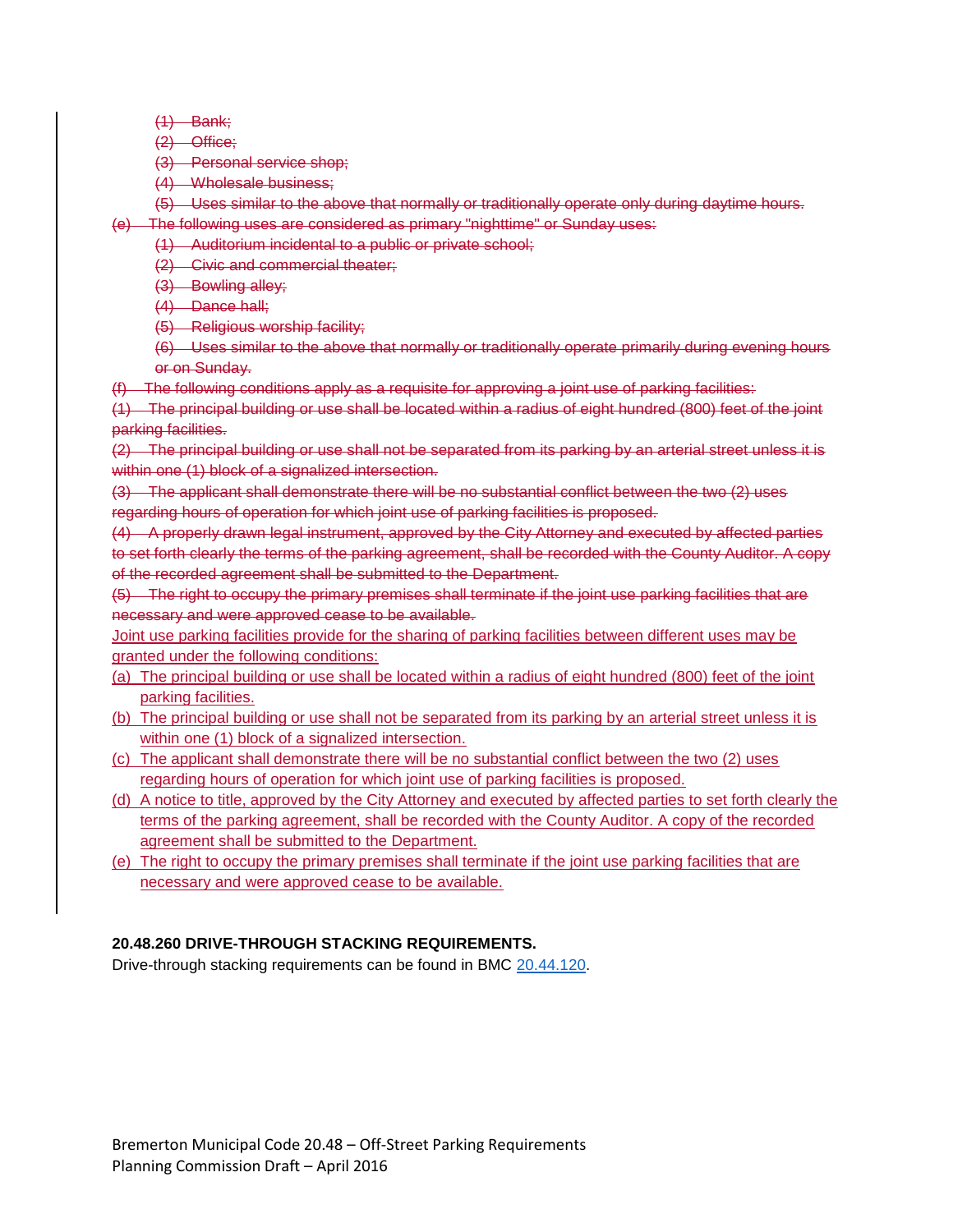~~(1) Bank;~~

~~(2) Office;~~

~~(3) Personal service shop;~~

~~(4) Wholesale business;~~

~~(5) Uses similar to the above that normally or traditionally operate only during daytime hours.~~

~~(e) The following uses are considered as primary "nighttime" or Sunday uses:~~

~~(1) Auditorium incidental to a public or private school;~~

~~(2) Civic and commercial theater;~~

~~(3) Bowling alley;~~

~~(4) Dance hall;~~

~~(5) Religious worship facility;~~

~~(6) Uses similar to the above that normally or traditionally operate primarily during evening hours or on Sunday.~~

~~(f) The following conditions apply as a requisite for approving a joint use of parking facilities:~~

~~(1) The principal building or use shall be located within a radius of eight hundred (800) feet of the joint parking facilities.~~

~~(2) The principal building or use shall not be separated from its parking by an arterial street unless it is within one (1) block of a signalized intersection.~~

~~(3) The applicant shall demonstrate there will be no substantial conflict between the two (2) uses regarding hours of operation for which joint use of parking facilities is proposed.~~

~~(4) A properly drawn legal instrument, approved by the City Attorney and executed by affected parties to set forth clearly the terms of the parking agreement, shall be recorded with the County Auditor. A copy of the recorded agreement shall be submitted to the Department.~~

~~(5) The right to occupy the primary premises shall terminate if the joint use parking facilities that are necessary and were approved cease to be available.~~

<u>Joint use parking facilities provide for the sharing of parking facilities between different uses may be granted under the following conditions:</u>

<u>(a) The principal building or use shall be located within a radius of eight hundred (800) feet of the joint parking facilities.</u>

<u>(b) The principal building or use shall not be separated from its parking by an arterial street unless it is within one (1) block of a signalized intersection.</u>

<u>(c) The applicant shall demonstrate there will be no substantial conflict between the two (2) uses regarding hours of operation for which joint use of parking facilities is proposed.</u>

<u>(d) A notice to title, approved by the City Attorney and executed by affected parties to set forth clearly the terms of the parking agreement, shall be recorded with the County Auditor. A copy of the recorded agreement shall be submitted to the Department.</u>

<u>(e) The right to occupy the primary premises shall terminate if the joint use parking facilities that are necessary and were approved cease to be available.</u>

**20.48.260 DRIVE-THROUGH STACKING REQUIREMENTS.**

Drive-through stacking requirements can be found in BMC 20.44.120.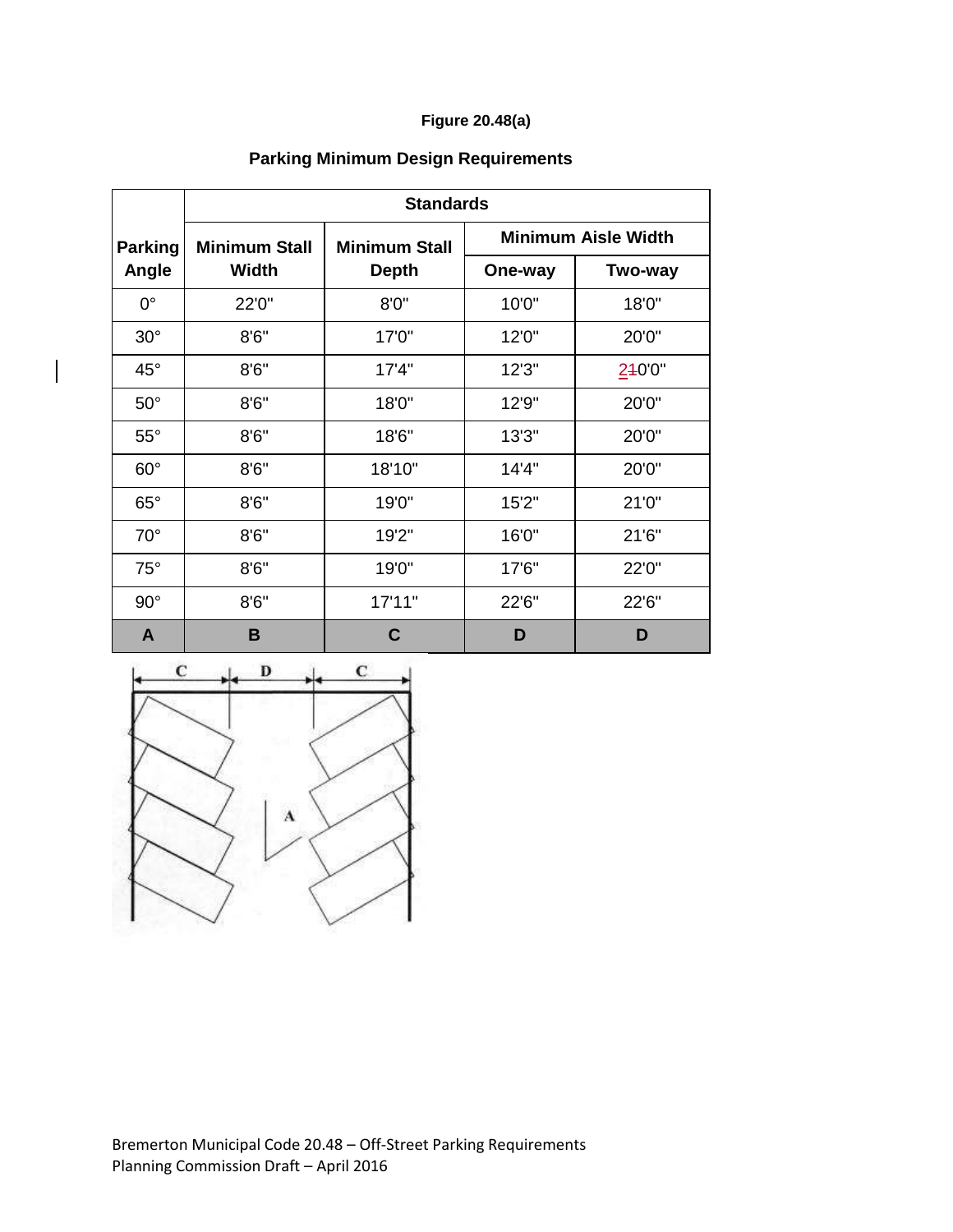**Figure 20.48(a)**

## Parking Minimum Design Requirements

| Parking Angle | Standards | | | |
|---|---|---|---|---|
| | Minimum Stall Width | Minimum Stall Depth | Minimum Aisle Width | |
| | | | One-way | Two-way |
| 0° | 22'0" | 8'0" | 10'0" | 18'0" |
| 30° | 8'6" | 17'0" | 12'0" | 20'0" |
| 45° | 8'6" | 17'4" | 12'3" | 2~~1~~0'0" |
| 50° | 8'6" | 18'0" | 12'9" | 20'0" |
| 55° | 8'6" | 18'6" | 13'3" | 20'0" |
| 60° | 8'6" | 18'10" | 14'4" | 20'0" |
| 65° | 8'6" | 19'0" | 15'2" | 21'0" |
| 70° | 8'6" | 19'2" | 16'0" | 21'6" |
| 75° | 8'6" | 19'0" | 17'6" | 22'0" |
| 90° | 8'6" | 17'11" | 22'6" | 22'6" |
| **A** | **B** | **C** | **D** | **D** |